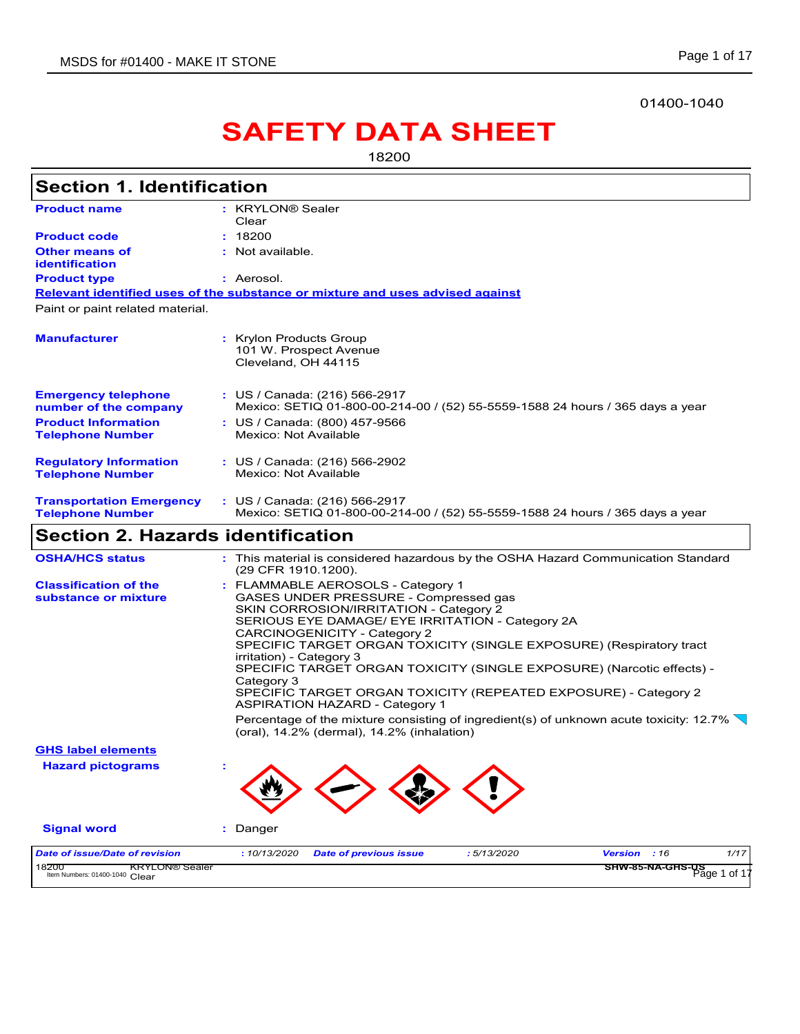01400-1040

# SAFETY DATA SHEET

18200

## Section 1. Identification

**Product name** : KRYLON® Sealer Clear

**Product code** : 18200

**Other means of identification** : Not available.

**Product type** : Aerosol.

**Relevant identified uses of the substance or mixture and uses advised against**

Paint or paint related material.

**Manufacturer** : Krylon Products Group
101 W. Prospect Avenue
Cleveland, OH 44115

**Emergency telephone number of the company** : US / Canada: (216) 566-2917
Mexico: SETIQ 01-800-00-214-00 / (52) 55-5559-1588 24 hours / 365 days a year

**Product Information Telephone Number** : US / Canada: (800) 457-9566
Mexico: Not Available

**Regulatory Information Telephone Number** : US / Canada: (216) 566-2902
Mexico: Not Available

**Transportation Emergency Telephone Number** : US / Canada: (216) 566-2917
Mexico: SETIQ 01-800-00-214-00 / (52) 55-5559-1588 24 hours / 365 days a year

## Section 2. Hazards identification

**OSHA/HCS status** : This material is considered hazardous by the OSHA Hazard Communication Standard (29 CFR 1910.1200).

**Classification of the substance or mixture** : FLAMMABLE AEROSOLS - Category 1
GASES UNDER PRESSURE - Compressed gas
SKIN CORROSION/IRRITATION - Category 2
SERIOUS EYE DAMAGE/ EYE IRRITATION - Category 2A
CARCINOGENICITY - Category 2
SPECIFIC TARGET ORGAN TOXICITY (SINGLE EXPOSURE) (Respiratory tract irritation) - Category 3
SPECIFIC TARGET ORGAN TOXICITY (SINGLE EXPOSURE) (Narcotic effects) - Category 3
SPECIFIC TARGET ORGAN TOXICITY (REPEATED EXPOSURE) - Category 2
ASPIRATION HAZARD - Category 1

Percentage of the mixture consisting of ingredient(s) of unknown acute toxicity: 12.7% (oral), 14.2% (dermal), 14.2% (inhalation)

**GHS label elements**

**Hazard pictograms** :

**Signal word** : Danger

| Date of issue/Date of revision | : 10/13/2020 | Date of previous issue | : 5/13/2020 | Version : 16 |
| --- | --- | --- | --- | --- |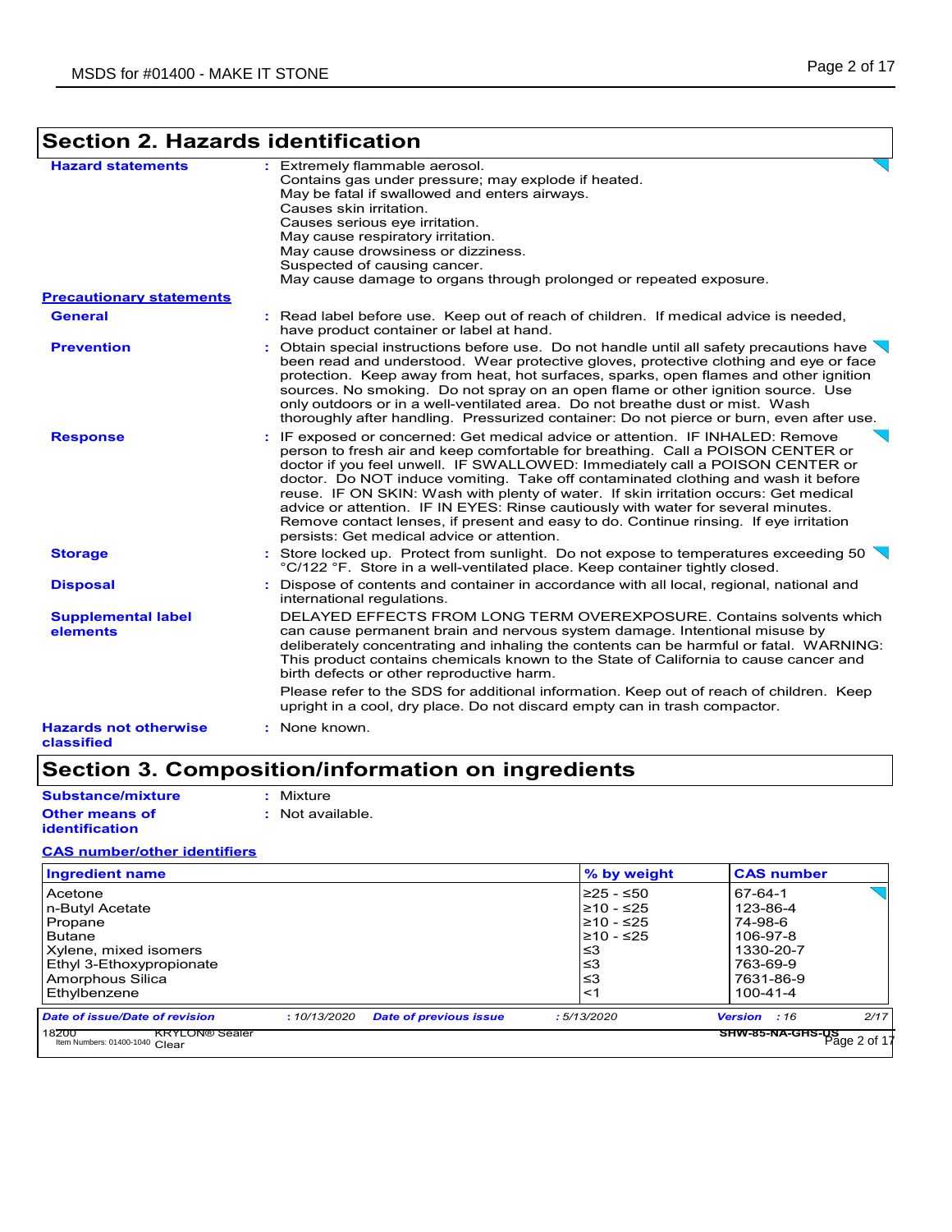## Section 2. Hazards identification

**Hazard statements** : Extremely flammable aerosol.
Contains gas under pressure; may explode if heated.
May be fatal if swallowed and enters airways.
Causes skin irritation.
Causes serious eye irritation.
May cause respiratory irritation.
May cause drowsiness or dizziness.
Suspected of causing cancer.
May cause damage to organs through prolonged or repeated exposure.

**Precautionary statements**

**General** : Read label before use. Keep out of reach of children. If medical advice is needed, have product container or label at hand.

**Prevention** : Obtain special instructions before use. Do not handle until all safety precautions have been read and understood. Wear protective gloves, protective clothing and eye or face protection. Keep away from heat, hot surfaces, sparks, open flames and other ignition sources. No smoking. Do not spray on an open flame or other ignition source. Use only outdoors or in a well-ventilated area. Do not breathe dust or mist. Wash thoroughly after handling. Pressurized container: Do not pierce or burn, even after use.

**Response** : IF exposed or concerned: Get medical advice or attention. IF INHALED: Remove person to fresh air and keep comfortable for breathing. Call a POISON CENTER or doctor if you feel unwell. IF SWALLOWED: Immediately call a POISON CENTER or doctor. Do NOT induce vomiting. Take off contaminated clothing and wash it before reuse. IF ON SKIN: Wash with plenty of water. If skin irritation occurs: Get medical advice or attention. IF IN EYES: Rinse cautiously with water for several minutes. Remove contact lenses, if present and easy to do. Continue rinsing. If eye irritation persists: Get medical advice or attention.

**Storage** : Store locked up. Protect from sunlight. Do not expose to temperatures exceeding 50 °C/122 °F. Store in a well-ventilated place. Keep container tightly closed.

**Disposal** : Dispose of contents and container in accordance with all local, regional, national and international regulations.

**Supplemental label elements**
DELAYED EFFECTS FROM LONG TERM OVEREXPOSURE. Contains solvents which can cause permanent brain and nervous system damage. Intentional misuse by deliberately concentrating and inhaling the contents can be harmful or fatal. WARNING: This product contains chemicals known to the State of California to cause cancer and birth defects or other reproductive harm.

Please refer to the SDS for additional information. Keep out of reach of children. Keep upright in a cool, dry place. Do not discard empty can in trash compactor.

**Hazards not otherwise classified** : None known.

## Section 3. Composition/information on ingredients

**Substance/mixture** : Mixture

**Other means of identification** : Not available.

**CAS number/other identifiers**

| Ingredient name | % by weight | CAS number |
|---|---|---|
| Acetone | ≥25 - ≤50 | 67-64-1 |
| n-Butyl Acetate | ≥10 - ≤25 | 123-86-4 |
| Propane | ≥10 - ≤25 | 74-98-6 |
| Butane | ≥10 - ≤25 | 106-97-8 |
| Xylene, mixed isomers | ≤3 | 1330-20-7 |
| Ethyl 3-Ethoxypropionate | ≤3 | 763-69-9 |
| Amorphous Silica | ≤3 | 7631-86-9 |
| Ethylbenzene | <1 | 100-41-4 |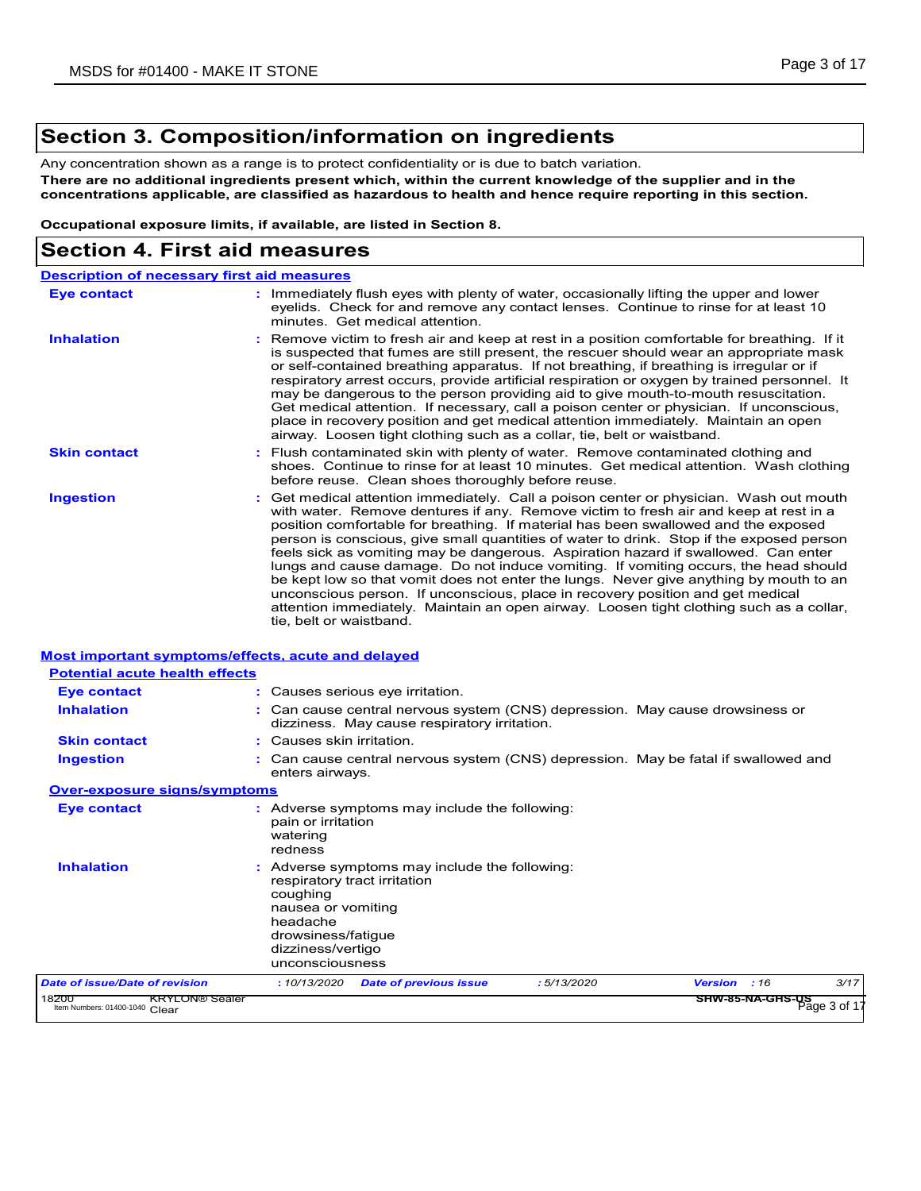## Section 3. Composition/information on ingredients

Any concentration shown as a range is to protect confidentiality or is due to batch variation.

**There are no additional ingredients present which, within the current knowledge of the supplier and in the concentrations applicable, are classified as hazardous to health and hence require reporting in this section.**

**Occupational exposure limits, if available, are listed in Section 8.**

## Section 4. First aid measures

### Description of necessary first aid measures

**Eye contact** : Immediately flush eyes with plenty of water, occasionally lifting the upper and lower eyelids. Check for and remove any contact lenses. Continue to rinse for at least 10 minutes. Get medical attention.

**Inhalation** : Remove victim to fresh air and keep at rest in a position comfortable for breathing. If it is suspected that fumes are still present, the rescuer should wear an appropriate mask or self-contained breathing apparatus. If not breathing, if breathing is irregular or if respiratory arrest occurs, provide artificial respiration or oxygen by trained personnel. It may be dangerous to the person providing aid to give mouth-to-mouth resuscitation. Get medical attention. If necessary, call a poison center or physician. If unconscious, place in recovery position and get medical attention immediately. Maintain an open airway. Loosen tight clothing such as a collar, tie, belt or waistband.

**Skin contact** : Flush contaminated skin with plenty of water. Remove contaminated clothing and shoes. Continue to rinse for at least 10 minutes. Get medical attention. Wash clothing before reuse. Clean shoes thoroughly before reuse.

**Ingestion** : Get medical attention immediately. Call a poison center or physician. Wash out mouth with water. Remove dentures if any. Remove victim to fresh air and keep at rest in a position comfortable for breathing. If material has been swallowed and the exposed person is conscious, give small quantities of water to drink. Stop if the exposed person feels sick as vomiting may be dangerous. Aspiration hazard if swallowed. Can enter lungs and cause damage. Do not induce vomiting. If vomiting occurs, the head should be kept low so that vomit does not enter the lungs. Never give anything by mouth to an unconscious person. If unconscious, place in recovery position and get medical attention immediately. Maintain an open airway. Loosen tight clothing such as a collar, tie, belt or waistband.

### Most important symptoms/effects, acute and delayed

#### Potential acute health effects

**Eye contact** : Causes serious eye irritation.

**Inhalation** : Can cause central nervous system (CNS) depression. May cause drowsiness or dizziness. May cause respiratory irritation.

**Skin contact** : Causes skin irritation.

**Ingestion** : Can cause central nervous system (CNS) depression. May be fatal if swallowed and enters airways.

#### Over-exposure signs/symptoms

**Eye contact** : Adverse symptoms may include the following:
pain or irritation
watering
redness

**Inhalation** : Adverse symptoms may include the following:
respiratory tract irritation
coughing
nausea or vomiting
headache
drowsiness/fatigue
dizziness/vertigo
unconsciousness

*Date of issue/Date of revision* : 10/13/2020 *Date of previous issue* : 5/13/2020 *Version* : 16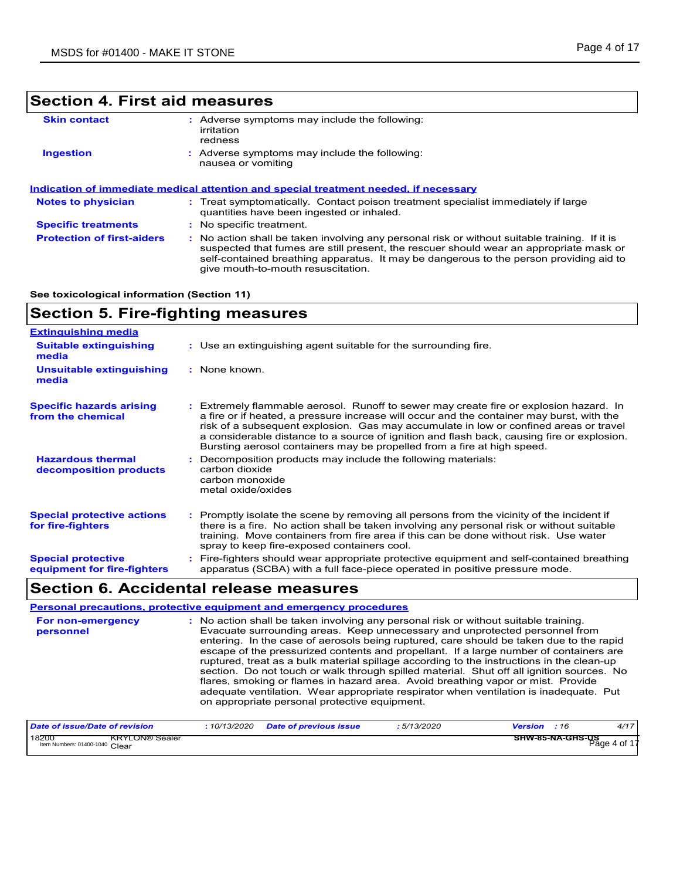## Section 4. First aid measures

| | |
|---|---|
| **Skin contact** | : Adverse symptoms may include the following:<br>irritation<br>redness |
| **Ingestion** | : Adverse symptoms may include the following:<br>nausea or vomiting |

**Indication of immediate medical attention and special treatment needed, if necessary**

| | |
|---|---|
| **Notes to physician** | : Treat symptomatically. Contact poison treatment specialist immediately if large quantities have been ingested or inhaled. |
| **Specific treatments** | : No specific treatment. |
| **Protection of first-aiders** | : No action shall be taken involving any personal risk or without suitable training. If it is suspected that fumes are still present, the rescuer should wear an appropriate mask or self-contained breathing apparatus. It may be dangerous to the person providing aid to give mouth-to-mouth resuscitation. |

**See toxicological information (Section 11)**

## Section 5. Fire-fighting measures

**Extinguishing media**

| | |
|---|---|
| **Suitable extinguishing media** | : Use an extinguishing agent suitable for the surrounding fire. |
| **Unsuitable extinguishing media** | : None known. |
| **Specific hazards arising from the chemical** | : Extremely flammable aerosol. Runoff to sewer may create fire or explosion hazard. In a fire or if heated, a pressure increase will occur and the container may burst, with the risk of a subsequent explosion. Gas may accumulate in low or confined areas or travel a considerable distance to a source of ignition and flash back, causing fire or explosion. Bursting aerosol containers may be propelled from a fire at high speed. |
| **Hazardous thermal decomposition products** | : Decomposition products may include the following materials:<br>carbon dioxide<br>carbon monoxide<br>metal oxide/oxides |
| **Special protective actions for fire-fighters** | : Promptly isolate the scene by removing all persons from the vicinity of the incident if there is a fire. No action shall be taken involving any personal risk or without suitable training. Move containers from fire area if this can be done without risk. Use water spray to keep fire-exposed containers cool. |
| **Special protective equipment for fire-fighters** | : Fire-fighters should wear appropriate protective equipment and self-contained breathing apparatus (SCBA) with a full face-piece operated in positive pressure mode. |

## Section 6. Accidental release measures

**Personal precautions, protective equipment and emergency procedures**

| | |
|---|---|
| **For non-emergency personnel** | : No action shall be taken involving any personal risk or without suitable training. Evacuate surrounding areas. Keep unnecessary and unprotected personnel from entering. In the case of aerosols being ruptured, care should be taken due to the rapid escape of the pressurized contents and propellant. If a large number of containers are ruptured, treat as a bulk material spillage according to the instructions in the clean-up section. Do not touch or walk through spilled material. Shut off all ignition sources. No flares, smoking or flames in hazard area. Avoid breathing vapor or mist. Provide adequate ventilation. Wear appropriate respirator when ventilation is inadequate. Put on appropriate personal protective equipment. |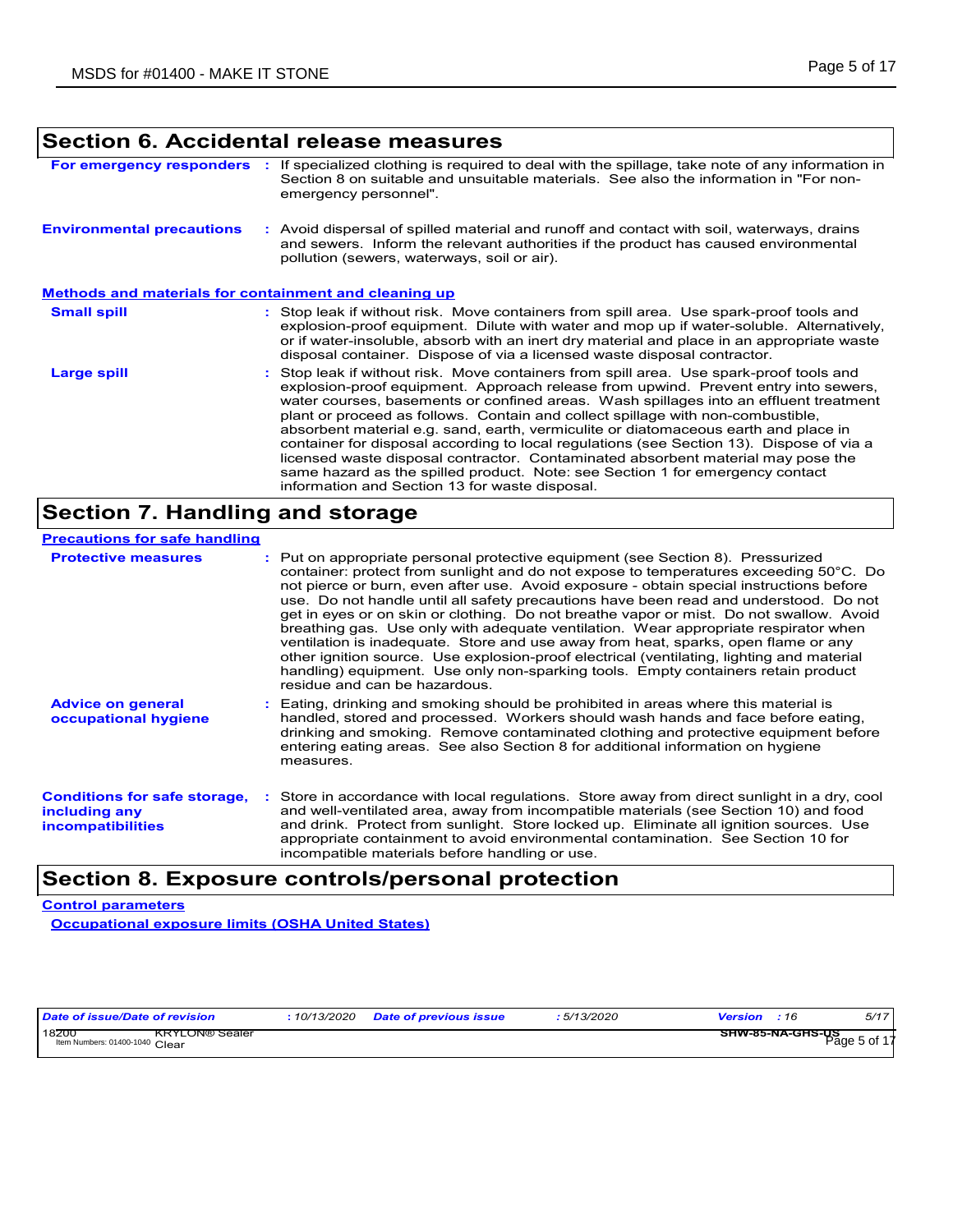## Section 6. Accidental release measures

**For emergency responders** : If specialized clothing is required to deal with the spillage, take note of any information in Section 8 on suitable and unsuitable materials. See also the information in "For non-emergency personnel".

**Environmental precautions** : Avoid dispersal of spilled material and runoff and contact with soil, waterways, drains and sewers. Inform the relevant authorities if the product has caused environmental pollution (sewers, waterways, soil or air).

### Methods and materials for containment and cleaning up

**Small spill** : Stop leak if without risk. Move containers from spill area. Use spark-proof tools and explosion-proof equipment. Dilute with water and mop up if water-soluble. Alternatively, or if water-insoluble, absorb with an inert dry material and place in an appropriate waste disposal container. Dispose of via a licensed waste disposal contractor.

**Large spill** : Stop leak if without risk. Move containers from spill area. Use spark-proof tools and explosion-proof equipment. Approach release from upwind. Prevent entry into sewers, water courses, basements or confined areas. Wash spillages into an effluent treatment plant or proceed as follows. Contain and collect spillage with non-combustible, absorbent material e.g. sand, earth, vermiculite or diatomaceous earth and place in container for disposal according to local regulations (see Section 13). Dispose of via a licensed waste disposal contractor. Contaminated absorbent material may pose the same hazard as the spilled product. Note: see Section 1 for emergency contact information and Section 13 for waste disposal.

## Section 7. Handling and storage

### Precautions for safe handling

**Protective measures** : Put on appropriate personal protective equipment (see Section 8). Pressurized container: protect from sunlight and do not expose to temperatures exceeding 50°C. Do not pierce or burn, even after use. Avoid exposure - obtain special instructions before use. Do not handle until all safety precautions have been read and understood. Do not get in eyes or on skin or clothing. Do not breathe vapor or mist. Do not swallow. Avoid breathing gas. Use only with adequate ventilation. Wear appropriate respirator when ventilation is inadequate. Store and use away from heat, sparks, open flame or any other ignition source. Use explosion-proof electrical (ventilating, lighting and material handling) equipment. Use only non-sparking tools. Empty containers retain product residue and can be hazardous.

**Advice on general occupational hygiene** : Eating, drinking and smoking should be prohibited in areas where this material is handled, stored and processed. Workers should wash hands and face before eating, drinking and smoking. Remove contaminated clothing and protective equipment before entering eating areas. See also Section 8 for additional information on hygiene measures.

**Conditions for safe storage, including any incompatibilities** : Store in accordance with local regulations. Store away from direct sunlight in a dry, cool and well-ventilated area, away from incompatible materials (see Section 10) and food and drink. Protect from sunlight. Store locked up. Eliminate all ignition sources. Use appropriate containment to avoid environmental contamination. See Section 10 for incompatible materials before handling or use.

## Section 8. Exposure controls/personal protection

### Control parameters

#### Occupational exposure limits (OSHA United States)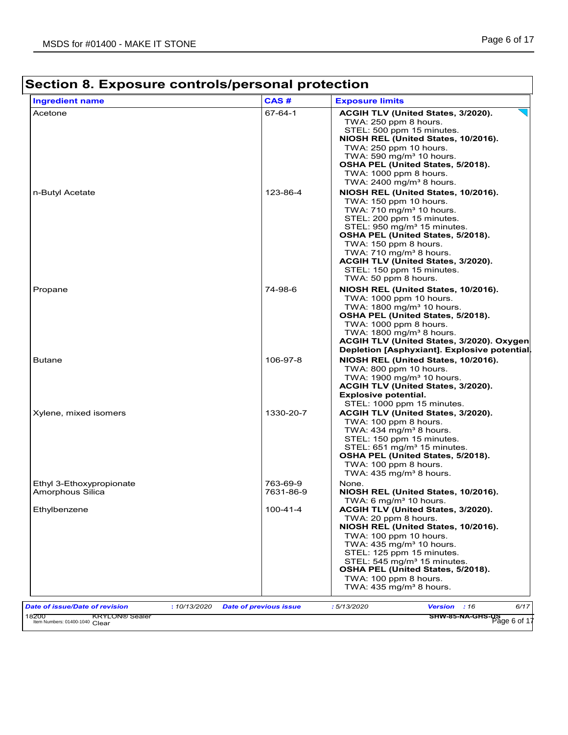## Section 8. Exposure controls/personal protection

| Ingredient name | CAS # | Exposure limits |
| --- | --- | --- |
| Acetone | 67-64-1 | **ACGIH TLV (United States, 3/2020).**<br>TWA: 250 ppm 8 hours.<br>STEL: 500 ppm 15 minutes.<br>**NIOSH REL (United States, 10/2016).**<br>TWA: 250 ppm 10 hours.<br>TWA: 590 mg/m³ 10 hours.<br>**OSHA PEL (United States, 5/2018).**<br>TWA: 1000 ppm 8 hours.<br>TWA: 2400 mg/m³ 8 hours. |
| n-Butyl Acetate | 123-86-4 | **NIOSH REL (United States, 10/2016).**<br>TWA: 150 ppm 10 hours.<br>TWA: 710 mg/m³ 10 hours.<br>STEL: 200 ppm 15 minutes.<br>STEL: 950 mg/m³ 15 minutes.<br>**OSHA PEL (United States, 5/2018).**<br>TWA: 150 ppm 8 hours.<br>TWA: 710 mg/m³ 8 hours.<br>**ACGIH TLV (United States, 3/2020).**<br>STEL: 150 ppm 15 minutes.<br>TWA: 50 ppm 8 hours. |
| Propane | 74-98-6 | **NIOSH REL (United States, 10/2016).**<br>TWA: 1000 ppm 10 hours.<br>TWA: 1800 mg/m³ 10 hours.<br>**OSHA PEL (United States, 5/2018).**<br>TWA: 1000 ppm 8 hours.<br>TWA: 1800 mg/m³ 8 hours.<br>**ACGIH TLV (United States, 3/2020). Oxygen Depletion [Asphyxiant]. Explosive potential.** |
| Butane | 106-97-8 | **NIOSH REL (United States, 10/2016).**<br>TWA: 800 ppm 10 hours.<br>TWA: 1900 mg/m³ 10 hours.<br>**ACGIH TLV (United States, 3/2020). Explosive potential.**<br>STEL: 1000 ppm 15 minutes. |
| Xylene, mixed isomers | 1330-20-7 | **ACGIH TLV (United States, 3/2020).**<br>TWA: 100 ppm 8 hours.<br>TWA: 434 mg/m³ 8 hours.<br>STEL: 150 ppm 15 minutes.<br>STEL: 651 mg/m³ 15 minutes.<br>**OSHA PEL (United States, 5/2018).**<br>TWA: 100 ppm 8 hours.<br>TWA: 435 mg/m³ 8 hours. |
| Ethyl 3-Ethoxypropionate | 763-69-9 | None. |
| Amorphous Silica | 7631-86-9 | **NIOSH REL (United States, 10/2016).**<br>TWA: 6 mg/m³ 10 hours. |
| Ethylbenzene | 100-41-4 | **ACGIH TLV (United States, 3/2020).**<br>TWA: 20 ppm 8 hours.<br>**NIOSH REL (United States, 10/2016).**<br>TWA: 100 ppm 10 hours.<br>TWA: 435 mg/m³ 10 hours.<br>STEL: 125 ppm 15 minutes.<br>STEL: 545 mg/m³ 15 minutes.<br>**OSHA PEL (United States, 5/2018).**<br>TWA: 100 ppm 8 hours.<br>TWA: 435 mg/m³ 8 hours. |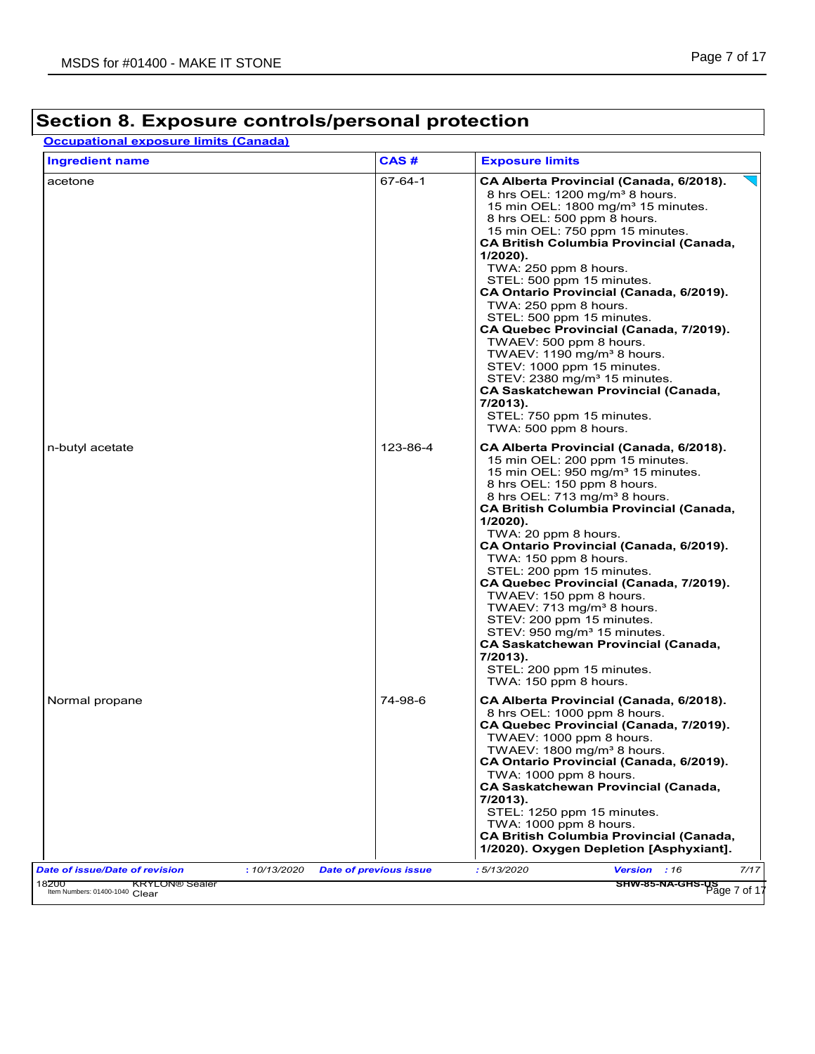# Section 8. Exposure controls/personal protection

**Occupational exposure limits (Canada)**

| Ingredient name | CAS # | Exposure limits |
|---|---|---|
| acetone | 67-64-1 | **CA Alberta Provincial (Canada, 6/2018).**<br>8 hrs OEL: 1200 mg/m³ 8 hours.<br>15 min OEL: 1800 mg/m³ 15 minutes.<br>8 hrs OEL: 500 ppm 8 hours.<br>15 min OEL: 750 ppm 15 minutes.<br>**CA British Columbia Provincial (Canada, 1/2020).**<br>TWA: 250 ppm 8 hours.<br>STEL: 500 ppm 15 minutes.<br>**CA Ontario Provincial (Canada, 6/2019).**<br>TWA: 250 ppm 8 hours.<br>STEL: 500 ppm 15 minutes.<br>**CA Quebec Provincial (Canada, 7/2019).**<br>TWAEV: 500 ppm 8 hours.<br>TWAEV: 1190 mg/m³ 8 hours.<br>STEV: 1000 ppm 15 minutes.<br>STEV: 2380 mg/m³ 15 minutes.<br>**CA Saskatchewan Provincial (Canada, 7/2013).**<br>STEL: 750 ppm 15 minutes.<br>TWA: 500 ppm 8 hours. |
| n-butyl acetate | 123-86-4 | **CA Alberta Provincial (Canada, 6/2018).**<br>15 min OEL: 200 ppm 15 minutes.<br>15 min OEL: 950 mg/m³ 15 minutes.<br>8 hrs OEL: 150 ppm 8 hours.<br>8 hrs OEL: 713 mg/m³ 8 hours.<br>**CA British Columbia Provincial (Canada, 1/2020).**<br>TWA: 20 ppm 8 hours.<br>**CA Ontario Provincial (Canada, 6/2019).**<br>TWA: 150 ppm 8 hours.<br>STEL: 200 ppm 15 minutes.<br>**CA Quebec Provincial (Canada, 7/2019).**<br>TWAEV: 150 ppm 8 hours.<br>TWAEV: 713 mg/m³ 8 hours.<br>STEV: 200 ppm 15 minutes.<br>STEV: 950 mg/m³ 15 minutes.<br>**CA Saskatchewan Provincial (Canada, 7/2013).**<br>STEL: 200 ppm 15 minutes.<br>TWA: 150 ppm 8 hours. |
| Normal propane | 74-98-6 | **CA Alberta Provincial (Canada, 6/2018).**<br>8 hrs OEL: 1000 ppm 8 hours.<br>**CA Quebec Provincial (Canada, 7/2019).**<br>TWAEV: 1000 ppm 8 hours.<br>TWAEV: 1800 mg/m³ 8 hours.<br>**CA Ontario Provincial (Canada, 6/2019).**<br>TWA: 1000 ppm 8 hours.<br>**CA Saskatchewan Provincial (Canada, 7/2013).**<br>STEL: 1250 ppm 15 minutes.<br>TWA: 1000 ppm 8 hours.<br>**CA British Columbia Provincial (Canada, 1/2020). Oxygen Depletion [Asphyxiant].** |

***Date of issue/Date of revision*** : 10/13/2020 ***Date of previous issue*** : 5/13/2020 ***Version*** : 16

18200 KRYLON® Sealer Clear
Item Numbers: 01400-1040

SHW-85-NA-GHS-US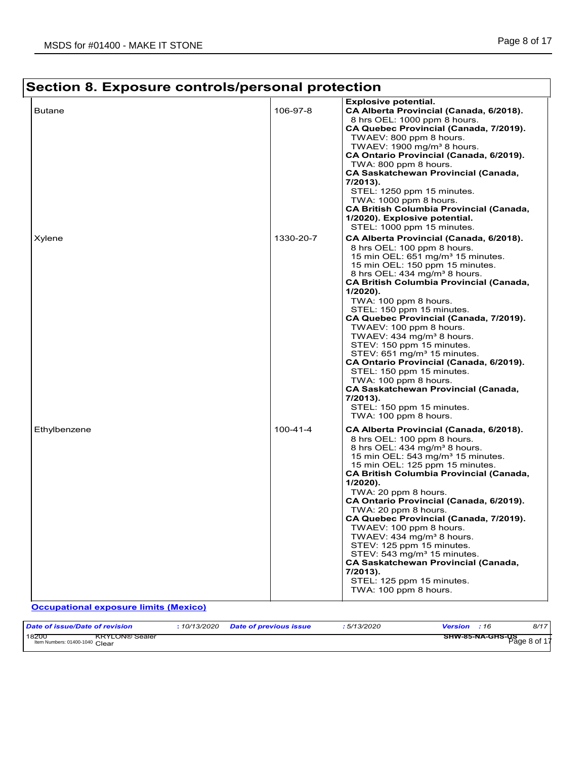## Section 8. Exposure controls/personal protection

| | | |
|---|---|---|
| | | **Explosive potential.** |
| Butane | 106-97-8 | **CA Alberta Provincial (Canada, 6/2018).**<br>8 hrs OEL: 1000 ppm 8 hours.<br>**CA Quebec Provincial (Canada, 7/2019).**<br>TWAEV: 800 ppm 8 hours.<br>TWAEV: 1900 mg/m³ 8 hours.<br>**CA Ontario Provincial (Canada, 6/2019).**<br>TWA: 800 ppm 8 hours.<br>**CA Saskatchewan Provincial (Canada, 7/2013).**<br>STEL: 1250 ppm 15 minutes.<br>TWA: 1000 ppm 8 hours.<br>**CA British Columbia Provincial (Canada, 1/2020). Explosive potential.**<br>STEL: 1000 ppm 15 minutes. |
| Xylene | 1330-20-7 | **CA Alberta Provincial (Canada, 6/2018).**<br>8 hrs OEL: 100 ppm 8 hours.<br>15 min OEL: 651 mg/m³ 15 minutes.<br>15 min OEL: 150 ppm 15 minutes.<br>8 hrs OEL: 434 mg/m³ 8 hours.<br>**CA British Columbia Provincial (Canada, 1/2020).**<br>TWA: 100 ppm 8 hours.<br>STEL: 150 ppm 15 minutes.<br>**CA Quebec Provincial (Canada, 7/2019).**<br>TWAEV: 100 ppm 8 hours.<br>TWAEV: 434 mg/m³ 8 hours.<br>STEV: 150 ppm 15 minutes.<br>STEV: 651 mg/m³ 15 minutes.<br>**CA Ontario Provincial (Canada, 6/2019).**<br>STEL: 150 ppm 15 minutes.<br>TWA: 100 ppm 8 hours.<br>**CA Saskatchewan Provincial (Canada, 7/2013).**<br>STEL: 150 ppm 15 minutes.<br>TWA: 100 ppm 8 hours. |
| Ethylbenzene | 100-41-4 | **CA Alberta Provincial (Canada, 6/2018).**<br>8 hrs OEL: 100 ppm 8 hours.<br>8 hrs OEL: 434 mg/m³ 8 hours.<br>15 min OEL: 543 mg/m³ 15 minutes.<br>15 min OEL: 125 ppm 15 minutes.<br>**CA British Columbia Provincial (Canada, 1/2020).**<br>TWA: 20 ppm 8 hours.<br>**CA Ontario Provincial (Canada, 6/2019).**<br>TWA: 20 ppm 8 hours.<br>**CA Quebec Provincial (Canada, 7/2019).**<br>TWAEV: 100 ppm 8 hours.<br>TWAEV: 434 mg/m³ 8 hours.<br>STEV: 125 ppm 15 minutes.<br>STEV: 543 mg/m³ 15 minutes.<br>**CA Saskatchewan Provincial (Canada, 7/2013).**<br>STEL: 125 ppm 15 minutes.<br>TWA: 100 ppm 8 hours. |

**Occupational exposure limits (Mexico)**

| *Date of issue/Date of revision* | : 10/13/2020 | *Date of previous issue* | : 5/13/2020 | *Version* : 16 |
|---|---|---|---|---|

18200 KRYLON® Sealer
Item Numbers: 01400-1040 Clear
SHW-85-NA-GHS-US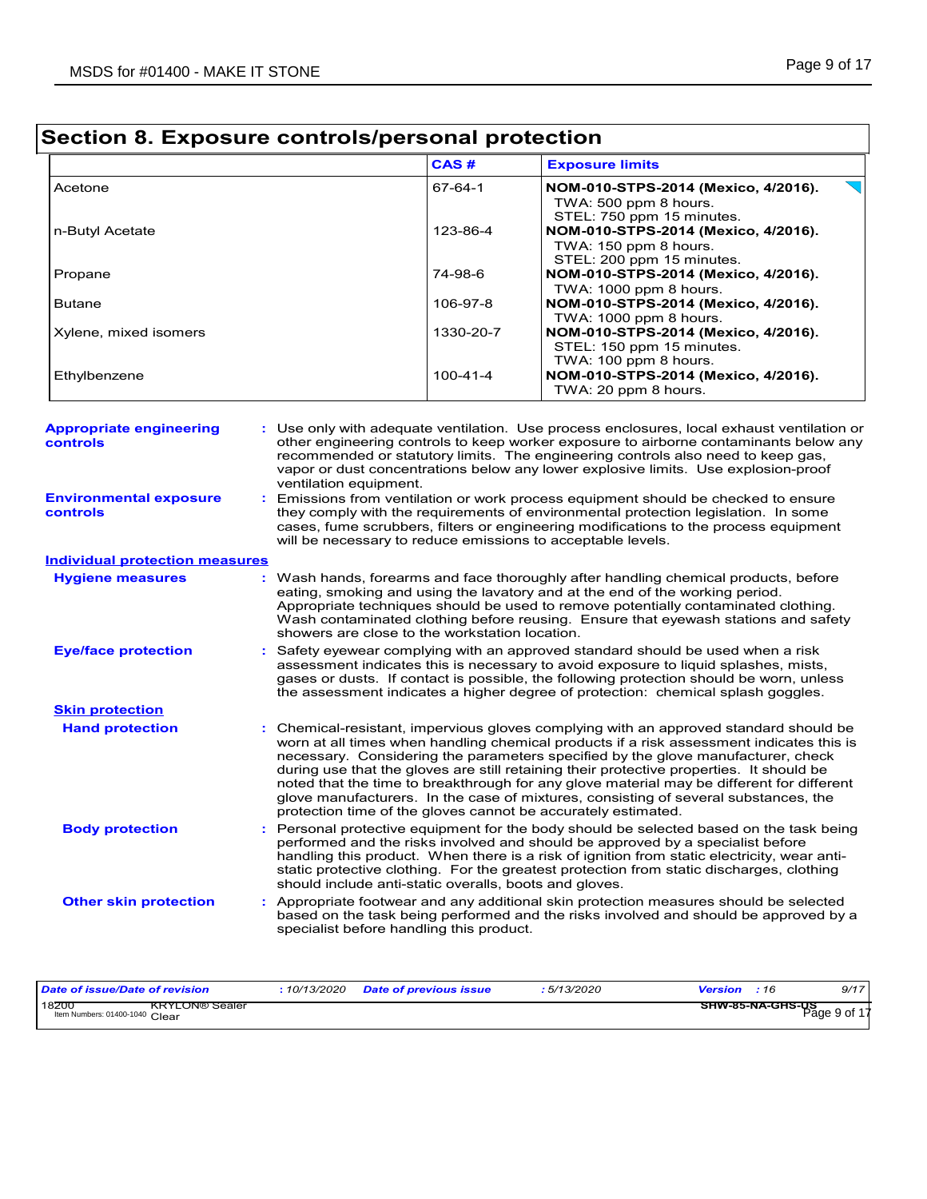## Section 8. Exposure controls/personal protection

| | CAS # | Exposure limits |
|---|---|---|
| Acetone | 67-64-1 | **NOM-010-STPS-2014 (Mexico, 4/2016).**<br>TWA: 500 ppm 8 hours.<br>STEL: 750 ppm 15 minutes. |
| n-Butyl Acetate | 123-86-4 | **NOM-010-STPS-2014 (Mexico, 4/2016).**<br>TWA: 150 ppm 8 hours.<br>STEL: 200 ppm 15 minutes. |
| Propane | 74-98-6 | **NOM-010-STPS-2014 (Mexico, 4/2016).**<br>TWA: 1000 ppm 8 hours. |
| Butane | 106-97-8 | **NOM-010-STPS-2014 (Mexico, 4/2016).**<br>TWA: 1000 ppm 8 hours. |
| Xylene, mixed isomers | 1330-20-7 | **NOM-010-STPS-2014 (Mexico, 4/2016).**<br>STEL: 150 ppm 15 minutes.<br>TWA: 100 ppm 8 hours. |
| Ethylbenzene | 100-41-4 | **NOM-010-STPS-2014 (Mexico, 4/2016).**<br>TWA: 20 ppm 8 hours. |

**Appropriate engineering controls** : Use only with adequate ventilation. Use process enclosures, local exhaust ventilation or other engineering controls to keep worker exposure to airborne contaminants below any recommended or statutory limits. The engineering controls also need to keep gas, vapor or dust concentrations below any lower explosive limits. Use explosion-proof ventilation equipment.

**Environmental exposure controls** : Emissions from ventilation or work process equipment should be checked to ensure they comply with the requirements of environmental protection legislation. In some cases, fume scrubbers, filters or engineering modifications to the process equipment will be necessary to reduce emissions to acceptable levels.

### Individual protection measures

**Hygiene measures** : Wash hands, forearms and face thoroughly after handling chemical products, before eating, smoking and using the lavatory and at the end of the working period. Appropriate techniques should be used to remove potentially contaminated clothing. Wash contaminated clothing before reusing. Ensure that eyewash stations and safety showers are close to the workstation location.

**Eye/face protection** : Safety eyewear complying with an approved standard should be used when a risk assessment indicates this is necessary to avoid exposure to liquid splashes, mists, gases or dusts. If contact is possible, the following protection should be worn, unless the assessment indicates a higher degree of protection: chemical splash goggles.

#### Skin protection

**Hand protection** : Chemical-resistant, impervious gloves complying with an approved standard should be worn at all times when handling chemical products if a risk assessment indicates this is necessary. Considering the parameters specified by the glove manufacturer, check during use that the gloves are still retaining their protective properties. It should be noted that the time to breakthrough for any glove material may be different for different glove manufacturers. In the case of mixtures, consisting of several substances, the protection time of the gloves cannot be accurately estimated.

**Body protection** : Personal protective equipment for the body should be selected based on the task being performed and the risks involved and should be approved by a specialist before handling this product. When there is a risk of ignition from static electricity, wear anti-static protective clothing. For the greatest protection from static discharges, clothing should include anti-static overalls, boots and gloves.

**Other skin protection** : Appropriate footwear and any additional skin protection measures should be selected based on the task being performed and the risks involved and should be approved by a specialist before handling this product.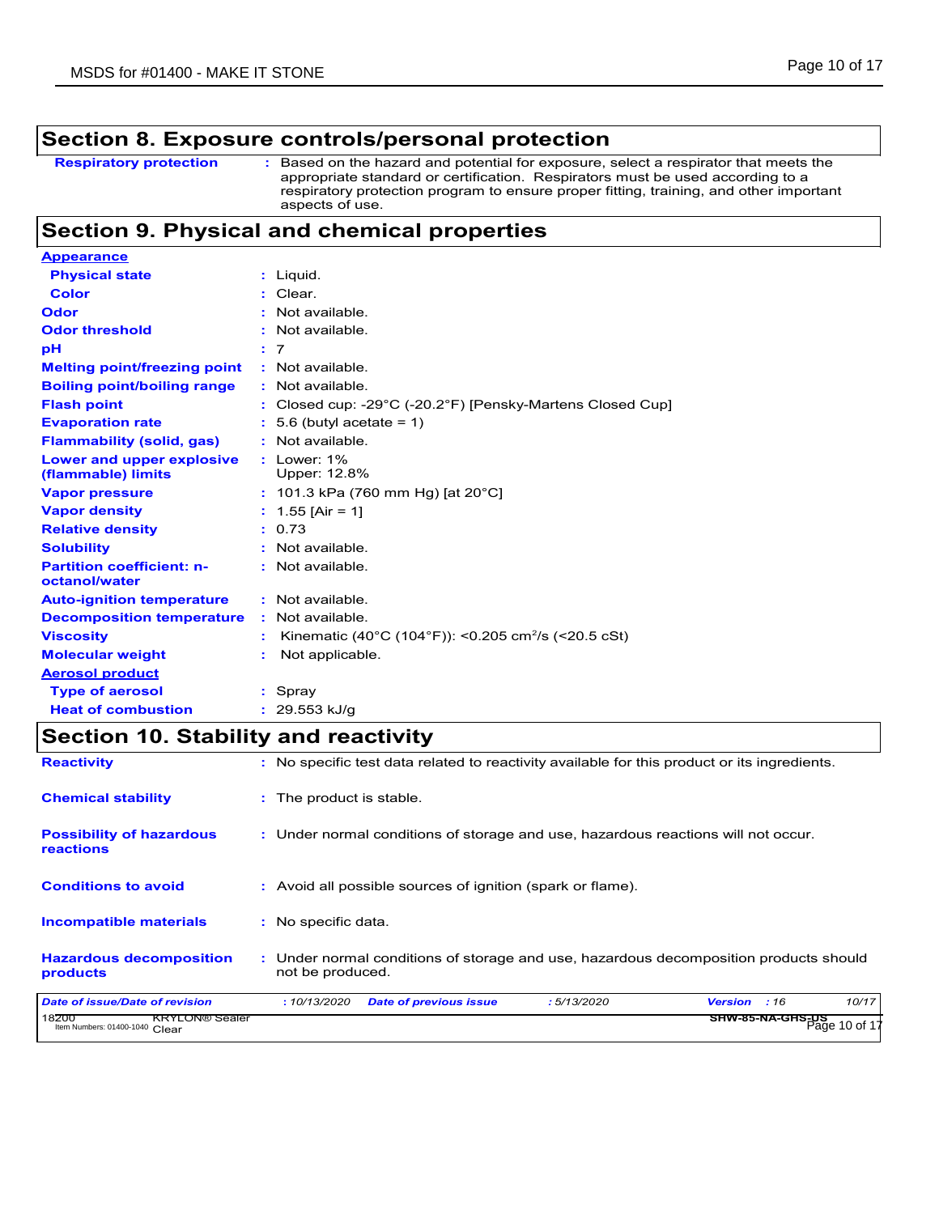## Section 8. Exposure controls/personal protection

| | |
|---|---|
| **Respiratory protection** | : Based on the hazard and potential for exposure, select a respirator that meets the appropriate standard or certification. Respirators must be used according to a respiratory protection program to ensure proper fitting, training, and other important aspects of use. |

## Section 9. Physical and chemical properties

| | |
|---|---|
| **Appearance** | |
| **Physical state** | : Liquid. |
| **Color** | : Clear. |
| **Odor** | : Not available. |
| **Odor threshold** | : Not available. |
| **pH** | : 7 |
| **Melting point/freezing point** | : Not available. |
| **Boiling point/boiling range** | : Not available. |
| **Flash point** | : Closed cup: -29°C (-20.2°F) [Pensky-Martens Closed Cup] |
| **Evaporation rate** | : 5.6 (butyl acetate = 1) |
| **Flammability (solid, gas)** | : Not available. |
| **Lower and upper explosive (flammable) limits** | : Lower: 1%<br>Upper: 12.8% |
| **Vapor pressure** | : 101.3 kPa (760 mm Hg) [at 20°C] |
| **Vapor density** | : 1.55 [Air = 1] |
| **Relative density** | : 0.73 |
| **Solubility** | : Not available. |
| **Partition coefficient: n-octanol/water** | : Not available. |
| **Auto-ignition temperature** | : Not available. |
| **Decomposition temperature** | : Not available. |
| **Viscosity** | : Kinematic (40°C (104°F)): <0.205 $cm^2/s$ (<20.5 cSt) |
| **Molecular weight** | : Not applicable. |
| **Aerosol product** | |
| **Type of aerosol** | : Spray |
| **Heat of combustion** | : 29.553 kJ/g |

## Section 10. Stability and reactivity

| | |
|---|---|
| **Reactivity** | : No specific test data related to reactivity available for this product or its ingredients. |
| **Chemical stability** | : The product is stable. |
| **Possibility of hazardous reactions** | : Under normal conditions of storage and use, hazardous reactions will not occur. |
| **Conditions to avoid** | : Avoid all possible sources of ignition (spark or flame). |
| **Incompatible materials** | : No specific data. |
| **Hazardous decomposition products** | : Under normal conditions of storage and use, hazardous decomposition products should not be produced. |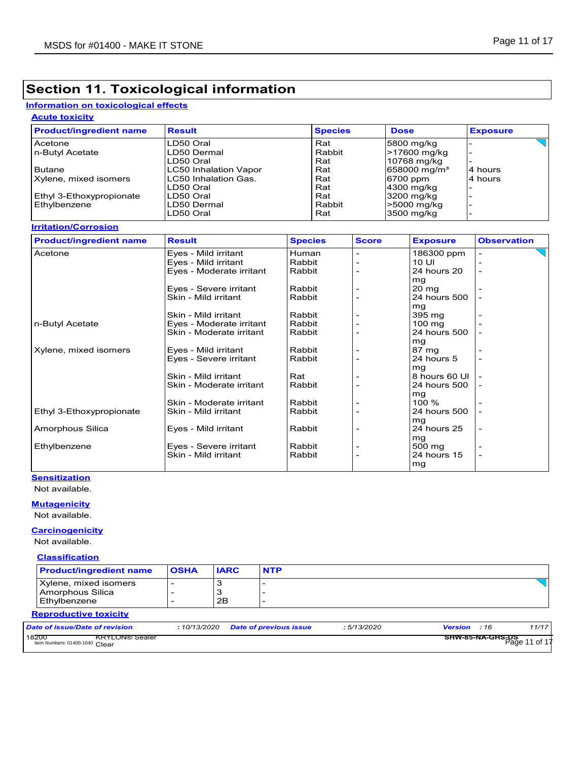## Section 11. Toxicological information

### Information on toxicological effects

#### Acute toxicity

| Product/ingredient name | Result | Species | Dose | Exposure |
|---|---|---|---|---|
| Acetone | LD50 Oral | Rat | 5800 mg/kg | - |
| n-Butyl Acetate | LD50 Dermal | Rabbit | >17600 mg/kg | - |
| | LD50 Oral | Rat | 10768 mg/kg | - |
| Butane | LC50 Inhalation Vapor | Rat | 658000 mg/m³ | 4 hours |
| Xylene, mixed isomers | LC50 Inhalation Gas. | Rat | 6700 ppm | 4 hours |
| | LD50 Oral | Rat | 4300 mg/kg | - |
| Ethyl 3-Ethoxypropionate | LD50 Oral | Rat | 3200 mg/kg | - |
| Ethylbenzene | LD50 Dermal | Rabbit | >5000 mg/kg | - |
| | LD50 Oral | Rat | 3500 mg/kg | - |

#### Irritation/Corrosion

| Product/ingredient name | Result | Species | Score | Exposure | Observation |
|---|---|---|---|---|---|
| Acetone | Eyes - Mild irritant | Human | - | 186300 ppm | - |
| | Eyes - Mild irritant | Rabbit | - | 10 Ul | - |
| | Eyes - Moderate irritant | Rabbit | - | 24 hours 20 mg | - |
| | Eyes - Severe irritant | Rabbit | - | 20 mg | - |
| | Skin - Mild irritant | Rabbit | - | 24 hours 500 mg | - |
| | Skin - Mild irritant | Rabbit | - | 395 mg | - |
| n-Butyl Acetate | Eyes - Moderate irritant | Rabbit | - | 100 mg | - |
| | Skin - Moderate irritant | Rabbit | - | 24 hours 500 mg | - |
| Xylene, mixed isomers | Eyes - Mild irritant | Rabbit | - | 87 mg | - |
| | Eyes - Severe irritant | Rabbit | - | 24 hours 5 mg | - |
| | Skin - Mild irritant | Rat | - | 8 hours 60 Ul | - |
| | Skin - Moderate irritant | Rabbit | - | 24 hours 500 mg | - |
| | Skin - Moderate irritant | Rabbit | - | 100 % | - |
| Ethyl 3-Ethoxypropionate | Skin - Mild irritant | Rabbit | - | 24 hours 500 mg | - |
| Amorphous Silica | Eyes - Mild irritant | Rabbit | - | 24 hours 25 mg | - |
| Ethylbenzene | Eyes - Severe irritant | Rabbit | - | 500 mg | - |
| | Skin - Mild irritant | Rabbit | - | 24 hours 15 mg | - |

#### Sensitization

Not available.

#### Mutagenicity

Not available.

#### Carcinogenicity

Not available.

#### Classification

| Product/ingredient name | OSHA | IARC | NTP |
|---|---|---|---|
| Xylene, mixed isomers | - | 3 | - |
| Amorphous Silica | - | 3 | - |
| Ethylbenzene | - | 2B | - |

#### Reproductive toxicity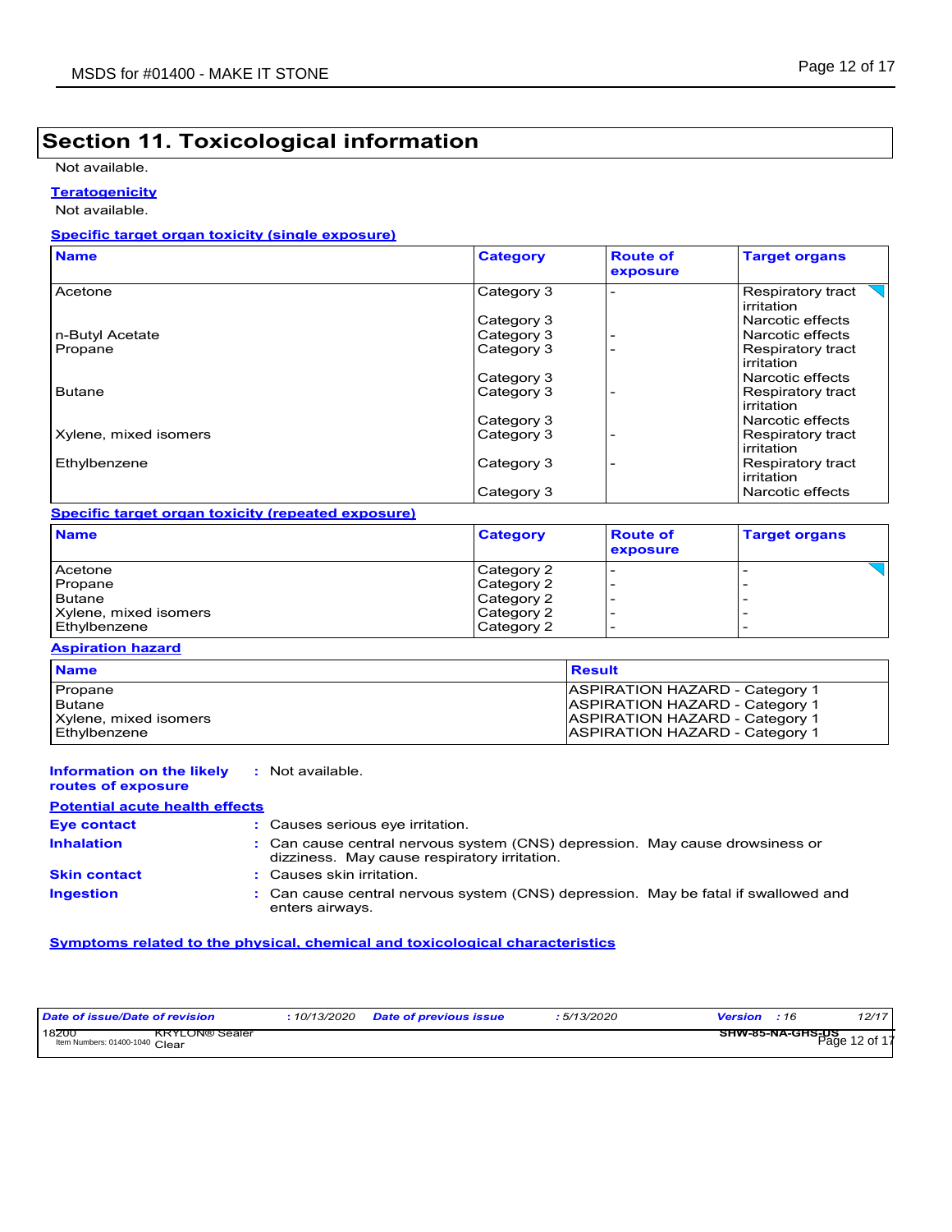## Section 11. Toxicological information

Not available.

**Teratogenicity**

Not available.

**Specific target organ toxicity (single exposure)**

| Name | Category | Route of exposure | Target organs |
|---|---|---|---|
| Acetone | Category 3 | - | Respiratory tract irritation |
| | Category 3 | | Narcotic effects |
| n-Butyl Acetate | Category 3 | - | Narcotic effects |
| Propane | Category 3 | - | Respiratory tract irritation |
| | Category 3 | | Narcotic effects |
| Butane | Category 3 | - | Respiratory tract irritation |
| | Category 3 | | Narcotic effects |
| Xylene, mixed isomers | Category 3 | - | Respiratory tract irritation |
| Ethylbenzene | Category 3 | - | Respiratory tract irritation |
| | Category 3 | | Narcotic effects |

**Specific target organ toxicity (repeated exposure)**

| Name | Category | Route of exposure | Target organs |
|---|---|---|---|
| Acetone | Category 2 | - | - |
| Propane | Category 2 | - | - |
| Butane | Category 2 | - | - |
| Xylene, mixed isomers | Category 2 | - | - |
| Ethylbenzene | Category 2 | - | - |

**Aspiration hazard**

| Name | Result |
|---|---|
| Propane | ASPIRATION HAZARD - Category 1 |
| Butane | ASPIRATION HAZARD - Category 1 |
| Xylene, mixed isomers | ASPIRATION HAZARD - Category 1 |
| Ethylbenzene | ASPIRATION HAZARD - Category 1 |

**Information on the likely routes of exposure** : Not available.

**Potential acute health effects**

**Eye contact** : Causes serious eye irritation.

**Inhalation** : Can cause central nervous system (CNS) depression. May cause drowsiness or dizziness. May cause respiratory irritation.

**Skin contact** : Causes skin irritation.

**Ingestion** : Can cause central nervous system (CNS) depression. May be fatal if swallowed and enters airways.

**Symptoms related to the physical, chemical and toxicological characteristics**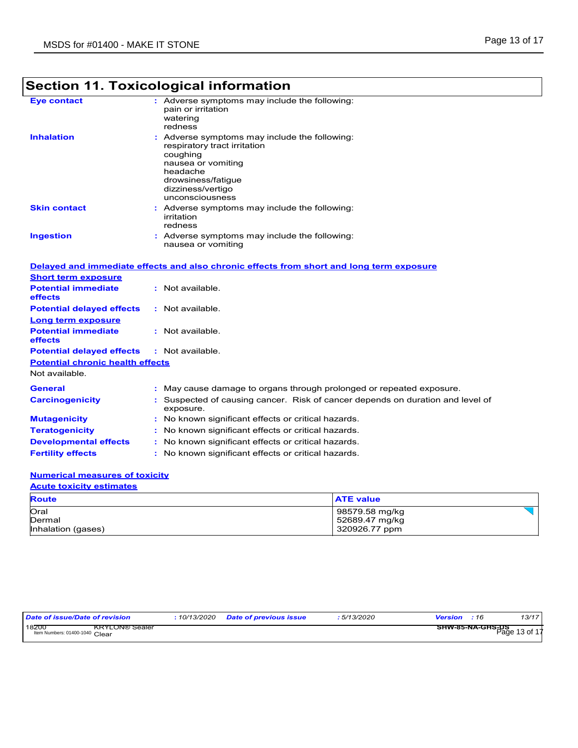# Section 11. Toxicological information

**Eye contact** : Adverse symptoms may include the following:
pain or irritation
watering
redness

**Inhalation** : Adverse symptoms may include the following:
respiratory tract irritation
coughing
nausea or vomiting
headache
drowsiness/fatigue
dizziness/vertigo
unconsciousness

**Skin contact** : Adverse symptoms may include the following:
irritation
redness

**Ingestion** : Adverse symptoms may include the following:
nausea or vomiting

## Delayed and immediate effects and also chronic effects from short and long term exposure

### Short term exposure

**Potential immediate effects** : Not available.

**Potential delayed effects** : Not available.

### Long term exposure

**Potential immediate effects** : Not available.

**Potential delayed effects** : Not available.

### Potential chronic health effects

Not available.

**General** : May cause damage to organs through prolonged or repeated exposure.

**Carcinogenicity** : Suspected of causing cancer. Risk of cancer depends on duration and level of exposure.

**Mutagenicity** : No known significant effects or critical hazards.

**Teratogenicity** : No known significant effects or critical hazards.

**Developmental effects** : No known significant effects or critical hazards.

**Fertility effects** : No known significant effects or critical hazards.

## Numerical measures of toxicity

### Acute toxicity estimates

| Route | ATE value |
|---|---|
| Oral | 98579.58 mg/kg |
| Dermal | 52689.47 mg/kg |
| Inhalation (gases) | 320926.77 ppm |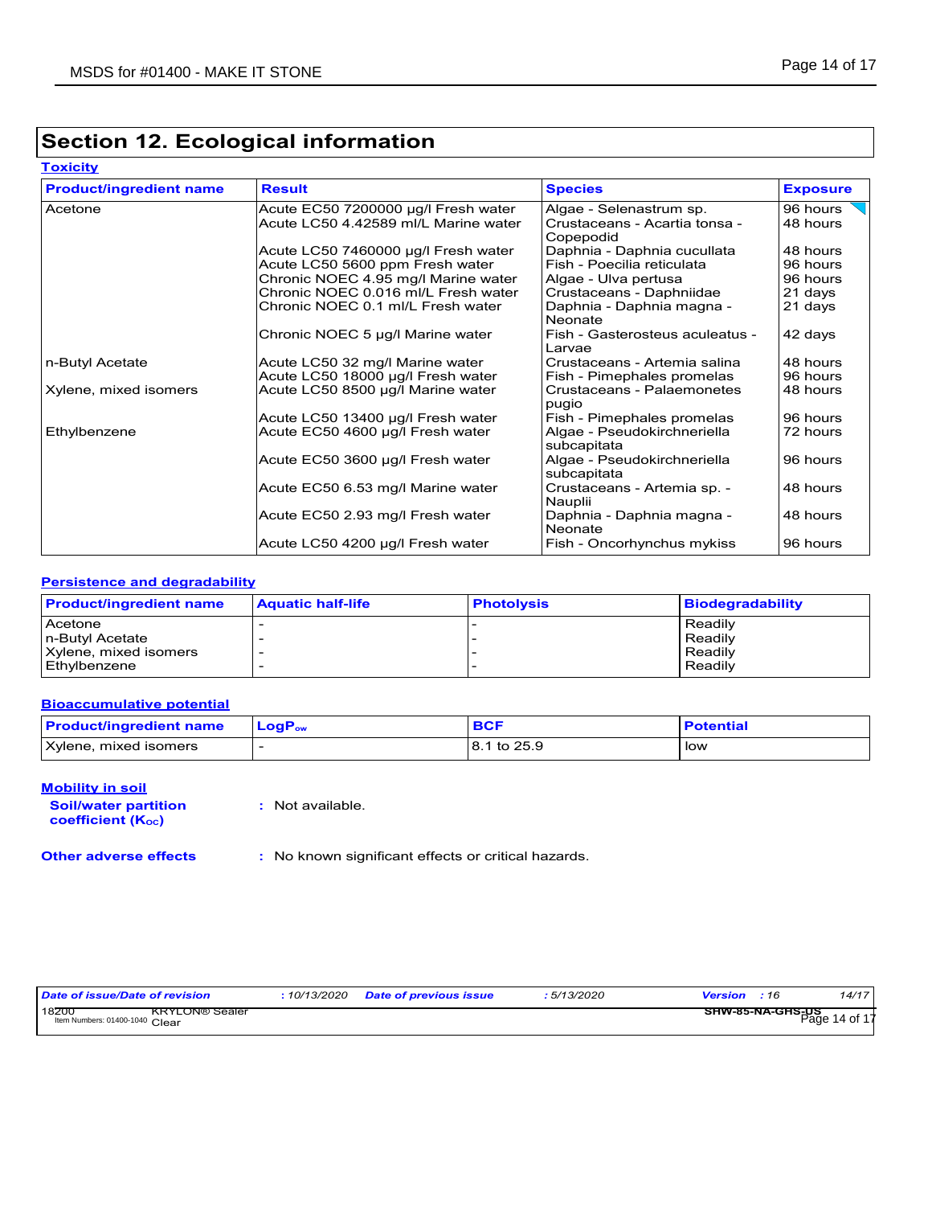## Section 12. Ecological information

### Toxicity

| Product/ingredient name | Result | Species | Exposure |
|---|---|---|---|
| Acetone | Acute EC50 7200000 µg/l Fresh water | Algae - Selenastrum sp. | 96 hours |
| | Acute LC50 4.42589 ml/L Marine water | Crustaceans - Acartia tonsa - Copepodid | 48 hours |
| | Acute LC50 7460000 µg/l Fresh water | Daphnia - Daphnia cucullata | 48 hours |
| | Acute LC50 5600 ppm Fresh water | Fish - Poecilia reticulata | 96 hours |
| | Chronic NOEC 4.95 mg/l Marine water | Algae - Ulva pertusa | 96 hours |
| | Chronic NOEC 0.016 ml/L Fresh water | Crustaceans - Daphniidae | 21 days |
| | Chronic NOEC 0.1 ml/L Fresh water | Daphnia - Daphnia magna - Neonate | 21 days |
| | Chronic NOEC 5 µg/l Marine water | Fish - Gasterosteus aculeatus - Larvae | 42 days |
| n-Butyl Acetate | Acute LC50 32 mg/l Marine water | Crustaceans - Artemia salina | 48 hours |
| | Acute LC50 18000 µg/l Fresh water | Fish - Pimephales promelas | 96 hours |
| Xylene, mixed isomers | Acute LC50 8500 µg/l Marine water | Crustaceans - Palaemonetes pugio | 48 hours |
| | Acute LC50 13400 µg/l Fresh water | Fish - Pimephales promelas | 96 hours |
| Ethylbenzene | Acute EC50 4600 µg/l Fresh water | Algae - Pseudokirchneriella subcapitata | 72 hours |
| | Acute EC50 3600 µg/l Fresh water | Algae - Pseudokirchneriella subcapitata | 96 hours |
| | Acute EC50 6.53 mg/l Marine water | Crustaceans - Artemia sp. - Nauplii | 48 hours |
| | Acute EC50 2.93 mg/l Fresh water | Daphnia - Daphnia magna - Neonate | 48 hours |
| | Acute LC50 4200 µg/l Fresh water | Fish - Oncorhynchus mykiss | 96 hours |

### Persistence and degradability

| Product/ingredient name | Aquatic half-life | Photolysis | Biodegradability |
|---|---|---|---|
| Acetone | - | - | Readily |
| n-Butyl Acetate | - | - | Readily |
| Xylene, mixed isomers | - | - | Readily |
| Ethylbenzene | - | - | Readily |

### Bioaccumulative potential

| Product/ingredient name | $LogP_{ow}$ | BCF | Potential |
|---|---|---|---|
| Xylene, mixed isomers | - | 8.1 to 25.9 | low |

### Mobility in soil

**Soil/water partition coefficient ($K_{OC}$)** : Not available.

**Other adverse effects** : No known significant effects or critical hazards.

| *Date of issue/Date of revision* | *: 10/13/2020* | *Date of previous issue* | *: 5/13/2020* | *Version : 16* | *14/17* |
|---|---|---|---|---|---|

18200 KRYLON® Sealer Clear
Item Numbers: 01400-1040
SHW-85-NA-GHS-US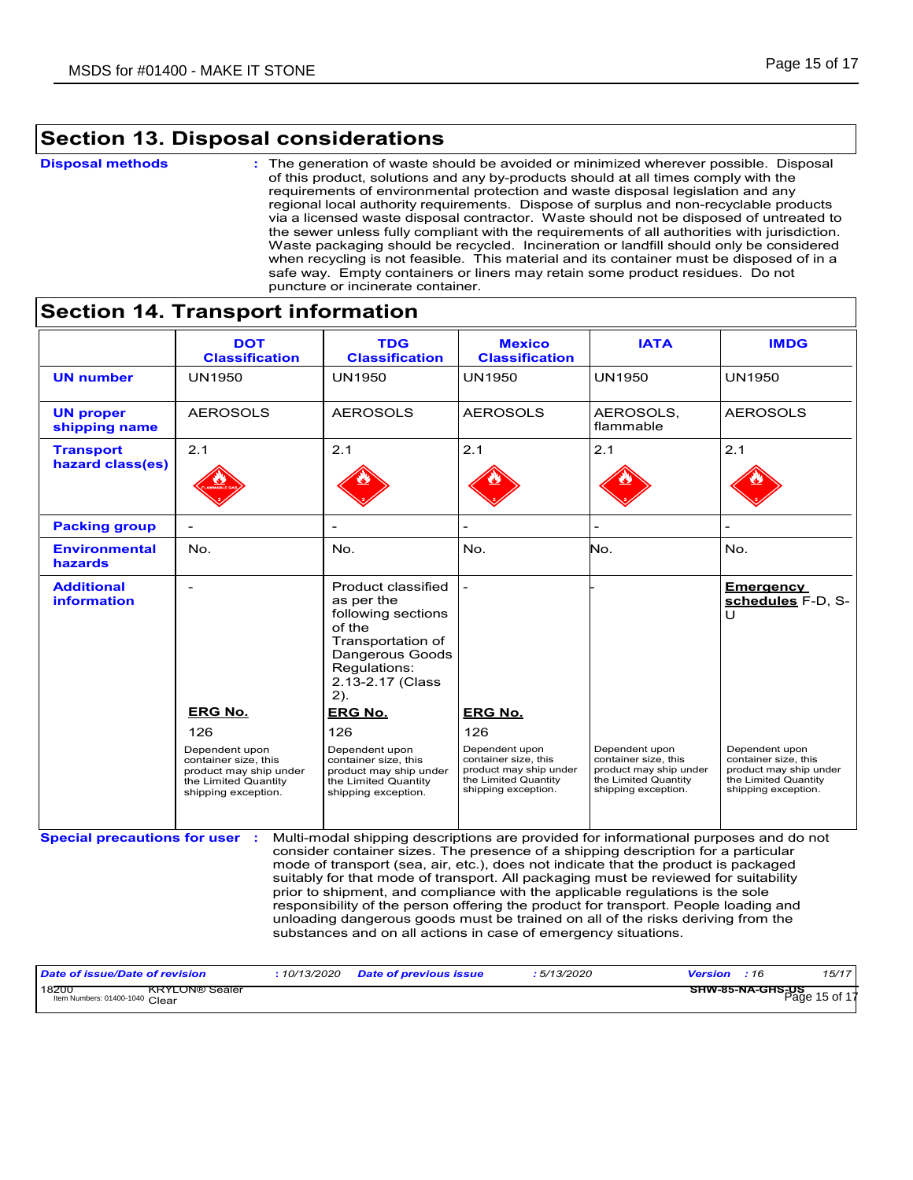## Section 13. Disposal considerations

**Disposal methods** : The generation of waste should be avoided or minimized wherever possible. Disposal of this product, solutions and any by-products should at all times comply with the requirements of environmental protection and waste disposal legislation and any regional local authority requirements. Dispose of surplus and non-recyclable products via a licensed waste disposal contractor. Waste should not be disposed of untreated to the sewer unless fully compliant with the requirements of all authorities with jurisdiction. Waste packaging should be recycled. Incineration or landfill should only be considered when recycling is not feasible. This material and its container must be disposed of in a safe way. Empty containers or liners may retain some product residues. Do not puncture or incinerate container.

## Section 14. Transport information

| | DOT Classification | TDG Classification | Mexico Classification | IATA | IMDG |
|---|---|---|---|---|---|
| **UN number** | UN1950 | UN1950 | UN1950 | UN1950 | UN1950 |
| **UN proper shipping name** | AEROSOLS | AEROSOLS | AEROSOLS | AEROSOLS, flammable | AEROSOLS |
| **Transport hazard class(es)** | 2.1 | 2.1 | 2.1 | 2.1 | 2.1 |
| **Packing group** | - | - | - | - | - |
| **Environmental hazards** | No. | No. | No. | No. | No. |
| **Additional information** | - <br> **ERG No.** <br> 126 <br> Dependent upon container size, this product may ship under the Limited Quantity shipping exception. | Product classified as per the following sections of the Transportation of Dangerous Goods Regulations: 2.13-2.17 (Class 2). <br> **ERG No.** <br> 126 <br> Dependent upon container size, this product may ship under the Limited Quantity shipping exception. | - <br> **ERG No.** <br> 126 <br> Dependent upon container size, this product may ship under the Limited Quantity shipping exception. | - <br> Dependent upon container size, this product may ship under the Limited Quantity shipping exception. | **Emergency schedules** F-D, S-U <br> Dependent upon container size, this product may ship under the Limited Quantity shipping exception. |

**Special precautions for user** : Multi-modal shipping descriptions are provided for informational purposes and do not consider container sizes. The presence of a shipping description for a particular mode of transport (sea, air, etc.), does not indicate that the product is packaged suitably for that mode of transport. All packaging must be reviewed for suitability prior to shipment, and compliance with the applicable regulations is the sole responsibility of the person offering the product for transport. People loading and unloading dangerous goods must be trained on all of the risks deriving from the substances and on all actions in case of emergency situations.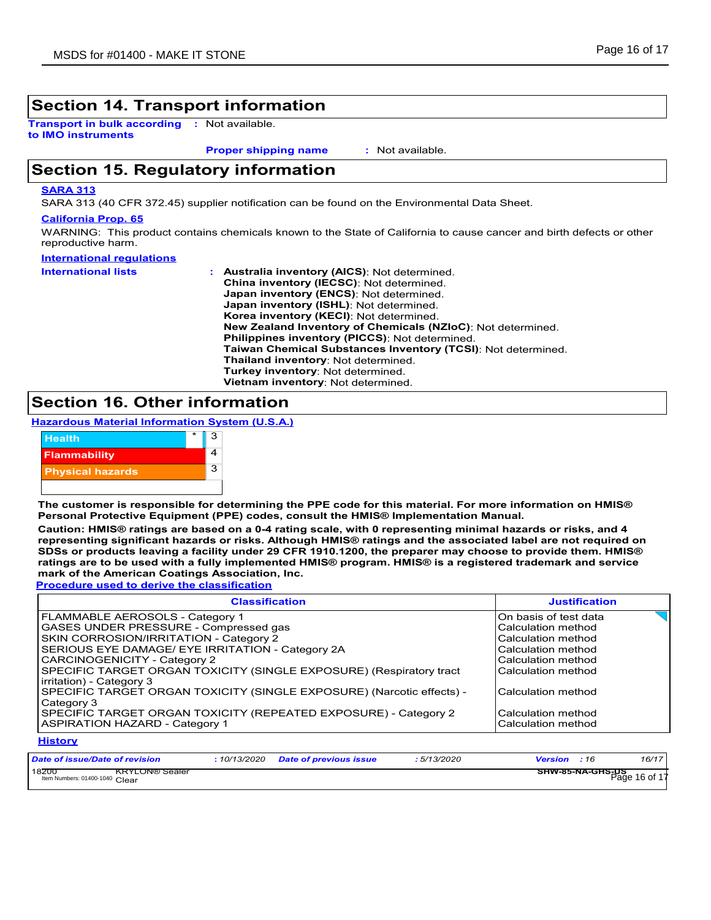## Section 14. Transport information

**Transport in bulk according to IMO instruments** : Not available.

**Proper shipping name** : Not available.

## Section 15. Regulatory information

**SARA 313**

SARA 313 (40 CFR 372.45) supplier notification can be found on the Environmental Data Sheet.

**California Prop. 65**

WARNING: This product contains chemicals known to the State of California to cause cancer and birth defects or other reproductive harm.

**International regulations**

**International lists** :

**Australia inventory (AICS)**: Not determined.
**China inventory (IECSC)**: Not determined.
**Japan inventory (ENCS)**: Not determined.
**Japan inventory (ISHL)**: Not determined.
**Korea inventory (KECI)**: Not determined.
**New Zealand Inventory of Chemicals (NZIoC)**: Not determined.
**Philippines inventory (PICCS)**: Not determined.
**Taiwan Chemical Substances Inventory (TCSI)**: Not determined.
**Thailand inventory**: Not determined.
**Turkey inventory**: Not determined.
**Vietnam inventory**: Not determined.

## Section 16. Other information

**Hazardous Material Information System (U.S.A.)**

| | | |
|---|---|---|
| Health | * | 3 |
| Flammability | | 4 |
| Physical hazards | | 3 |

**The customer is responsible for determining the PPE code for this material. For more information on HMIS® Personal Protective Equipment (PPE) codes, consult the HMIS® Implementation Manual.**

**Caution: HMIS® ratings are based on a 0-4 rating scale, with 0 representing minimal hazards or risks, and 4 representing significant hazards or risks. Although HMIS® ratings and the associated label are not required on SDSs or products leaving a facility under 29 CFR 1910.1200, the preparer may choose to provide them. HMIS® ratings are to be used with a fully implemented HMIS® program. HMIS® is a registered trademark and service mark of the American Coatings Association, Inc.**

**Procedure used to derive the classification**

| Classification | Justification |
|---|---|
| FLAMMABLE AEROSOLS - Category 1 | On basis of test data |
| GASES UNDER PRESSURE - Compressed gas | Calculation method |
| SKIN CORROSION/IRRITATION - Category 2 | Calculation method |
| SERIOUS EYE DAMAGE/ EYE IRRITATION - Category 2A | Calculation method |
| CARCINOGENICITY - Category 2 | Calculation method |
| SPECIFIC TARGET ORGAN TOXICITY (SINGLE EXPOSURE) (Respiratory tract irritation) - Category 3 | Calculation method |
| SPECIFIC TARGET ORGAN TOXICITY (SINGLE EXPOSURE) (Narcotic effects) - Category 3 | Calculation method |
| SPECIFIC TARGET ORGAN TOXICITY (REPEATED EXPOSURE) - Category 2 | Calculation method |
| ASPIRATION HAZARD - Category 1 | Calculation method |

**History**

| | | | | | |
|---|---|---|---|---|---|
| *Date of issue/Date of revision* | *: 10/13/2020* | *Date of previous issue* | *: 5/13/2020* | *Version* | *: 16* |

18200 Item Numbers: 01400-1040 KRYLON® Sealer Clear — SHW-85-NA-GHS-US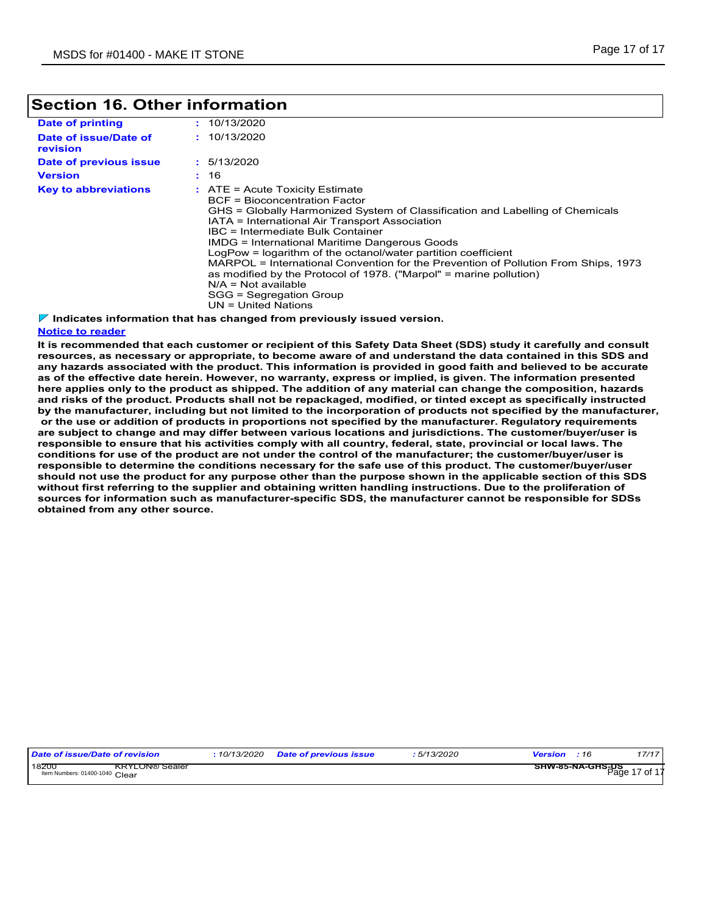## Section 16. Other information

| | | |
|---|---|---|
| **Date of printing** | : | 10/13/2020 |
| **Date of issue/Date of revision** | : | 10/13/2020 |
| **Date of previous issue** | : | 5/13/2020 |
| **Version** | : | 16 |
| **Key to abbreviations** | : | ATE = Acute Toxicity Estimate<br>BCF = Bioconcentration Factor<br>GHS = Globally Harmonized System of Classification and Labelling of Chemicals<br>IATA = International Air Transport Association<br>IBC = Intermediate Bulk Container<br>IMDG = International Maritime Dangerous Goods<br>LogPow = logarithm of the octanol/water partition coefficient<br>MARPOL = International Convention for the Prevention of Pollution From Ships, 1973 as modified by the Protocol of 1978. ("Marpol" = marine pollution)<br>N/A = Not available<br>SGG = Segregation Group<br>UN = United Nations |

**Indicates information that has changed from previously issued version.**

**Notice to reader**

**It is recommended that each customer or recipient of this Safety Data Sheet (SDS) study it carefully and consult resources, as necessary or appropriate, to become aware of and understand the data contained in this SDS and any hazards associated with the product. This information is provided in good faith and believed to be accurate as of the effective date herein. However, no warranty, express or implied, is given. The information presented here applies only to the product as shipped. The addition of any material can change the composition, hazards and risks of the product. Products shall not be repackaged, modified, or tinted except as specifically instructed by the manufacturer, including but not limited to the incorporation of products not specified by the manufacturer, or the use or addition of products in proportions not specified by the manufacturer. Regulatory requirements are subject to change and may differ between various locations and jurisdictions. The customer/buyer/user is responsible to ensure that his activities comply with all country, federal, state, provincial or local laws. The conditions for use of the product are not under the control of the manufacturer; the customer/buyer/user is responsible to determine the conditions necessary for the safe use of this product. The customer/buyer/user should not use the product for any purpose other than the purpose shown in the applicable section of this SDS without first referring to the supplier and obtaining written handling instructions. Due to the proliferation of sources for information such as manufacturer-specific SDS, the manufacturer cannot be responsible for SDSs obtained from any other source.**